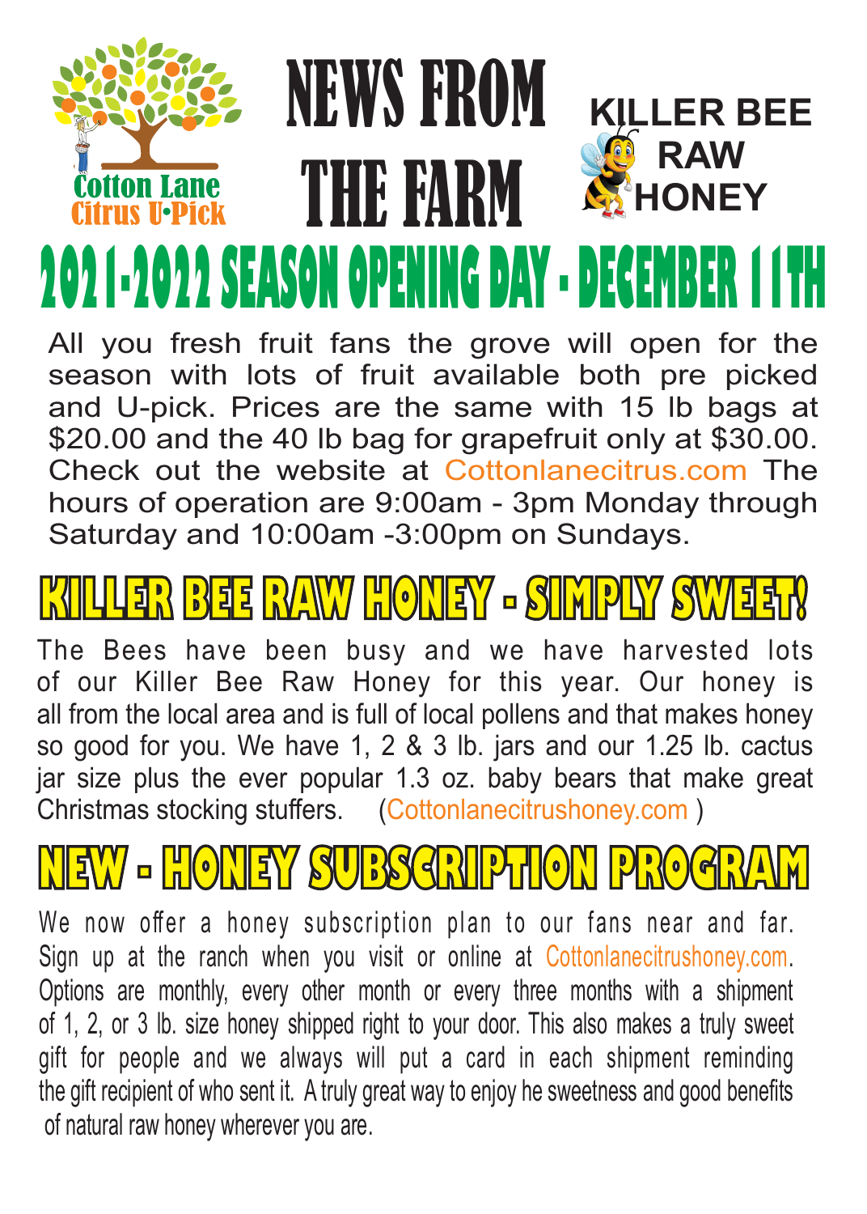Cotton Lane Citrus U•Pick

# NEWS FROM THE FARM

KILLER BEE RAW HONEY

## 2021-2022 SEASON OPENING DAY - DECEMBER 11TH

All you fresh fruit fans the grove will open for the season with lots of fruit available both pre picked and U-pick. Prices are the same with 15 lb bags at $20.00 and the 40 lb bag for grapefruit only at $30.00. Check out the website at Cottonlanecitrus.com The hours of operation are 9:00am - 3pm Monday through Saturday and 10:00am -3:00pm on Sundays.

## KILLER BEE RAW HONEY - SIMPLY SWEET!

The Bees have been busy and we have harvested lots of our Killer Bee Raw Honey for this year. Our honey is all from the local area and is full of local pollens and that makes honey so good for you. We have 1, 2 & 3 lb. jars and our 1.25 lb. cactus jar size plus the ever popular 1.3 oz. baby bears that make great Christmas stocking stuffers. (Cottonlanecitrushoney.com )

## NEW - HONEY SUBSCRIPTION PROGRAM

We now offer a honey subscription plan to our fans near and far. Sign up at the ranch when you visit or online at Cottonlanecitrushoney.com. Options are monthly, every other month or every three months with a shipment of 1, 2, or 3 lb. size honey shipped right to your door. This also makes a truly sweet gift for people and we always will put a card in each shipment reminding the gift recipient of who sent it. A truly great way to enjoy he sweetness and good benefits of natural raw honey wherever you are.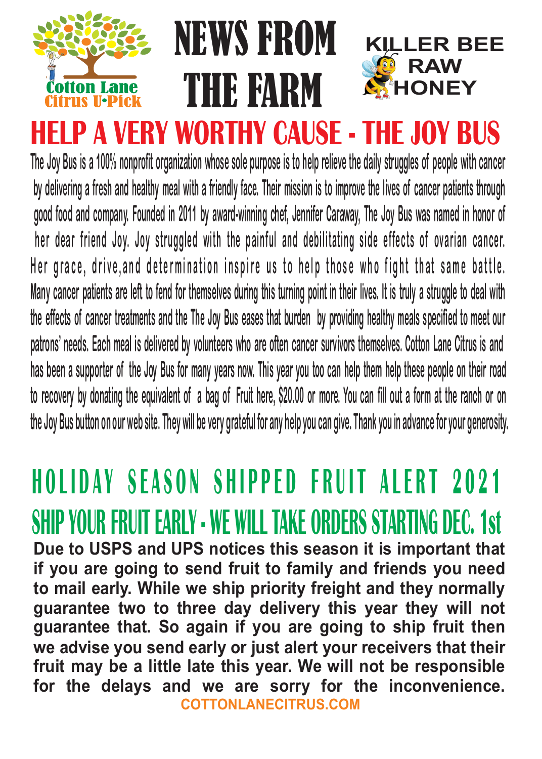Cotton Lane Citrus U•Pick

# NEWS FROM THE FARM

KILLER BEE RAW HONEY

## HELP A VERY WORTHY CAUSE - THE JOY BUS

The Joy Bus is a 100% nonprofit organization whose sole purpose is to help relieve the daily struggles of people with cancer by delivering a fresh and healthy meal with a friendly face. Their mission is to improve the lives of cancer patients through good food and company. Founded in 2011 by award-winning chef, Jennifer Caraway, The Joy Bus was named in honor of her dear friend Joy. Joy struggled with the painful and debilitating side effects of ovarian cancer. Her grace, drive,and determination inspire us to help those who fight that same battle. Many cancer patients are left to fend for themselves during this turning point in their lives. It is truly a struggle to deal with the effects of cancer treatments and the The Joy Bus eases that burden by providing healthy meals specified to meet our patrons' needs. Each meal is delivered by volunteers who are often cancer survivors themselves. Cotton Lane Citrus is and has been a supporter of the Joy Bus for many years now. This year you too can help them help these people on their road to recovery by donating the equivalent of a bag of Fruit here, $20.00 or more. You can fill out a form at the ranch or on the Joy Bus button on our web site. They will be very grateful for any help you can give. Thank you in advance for your generosity.

## HOLIDAY SEASON SHIPPED FRUIT ALERT 2021

## SHIP YOUR FRUIT EARLY - WE WILL TAKE ORDERS STARTING DEC. 1st

**Due to USPS and UPS notices this season it is important that if you are going to send fruit to family and friends you need to mail early. While we ship priority freight and they normally guarantee two to three day delivery this year they will not guarantee that. So again if you are going to ship fruit then we advise you send early or just alert your receivers that their fruit may be a little late this year. We will not be responsible for the delays and we are sorry for the inconvenience.**

**COTTONLANECITRUS.COM**